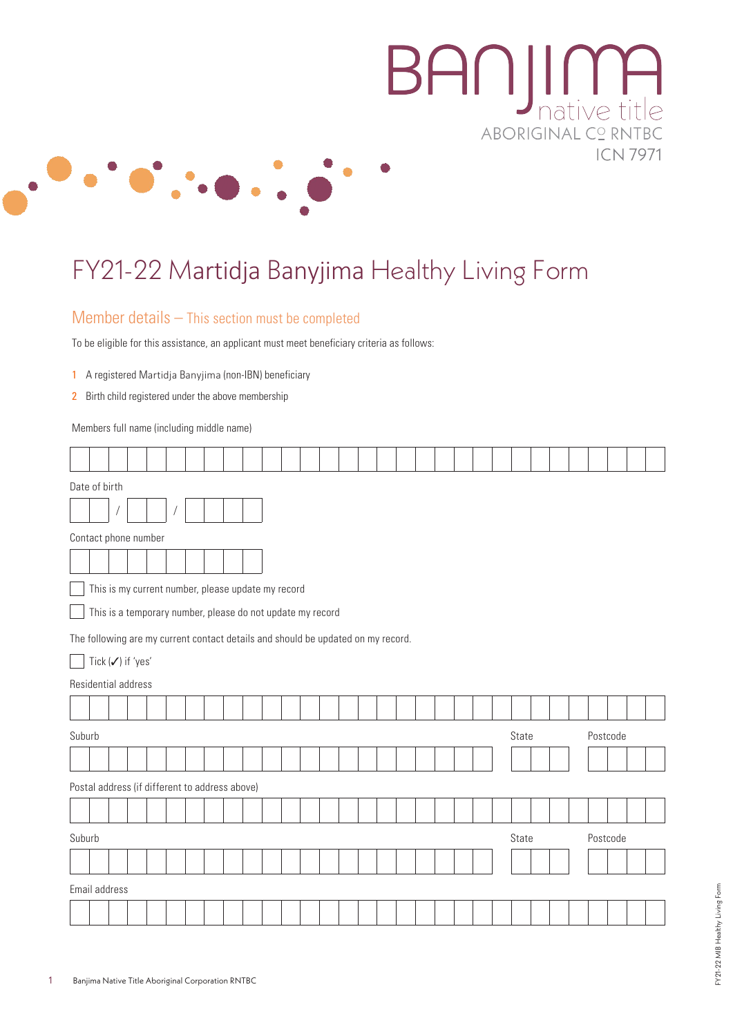BANJIMA native title ABORIGINAL CORPORATION RNTBC ICN 7971

# FY21-22 Martidja Banyjima Healthy Living Form

## Member details – This section must be completed

To be eligible for this assistance, an applicant must meet beneficiary criteria as follows:

1. A registered Martidja Banyjima (non-IBN) beneficiary
2. Birth child registered under the above membership

Members full name (including middle name)

Date of birth

/ /

Contact phone number

☐ This is my current number, please update my record

☐ This is a temporary number, please do not update my record

The following are my current contact details and should be updated on my record.

☐ Tick (✓) if 'yes'

Residential address

Suburb | State | Postcode

Postal address (if different to address above)

Suburb | State | Postcode

Email address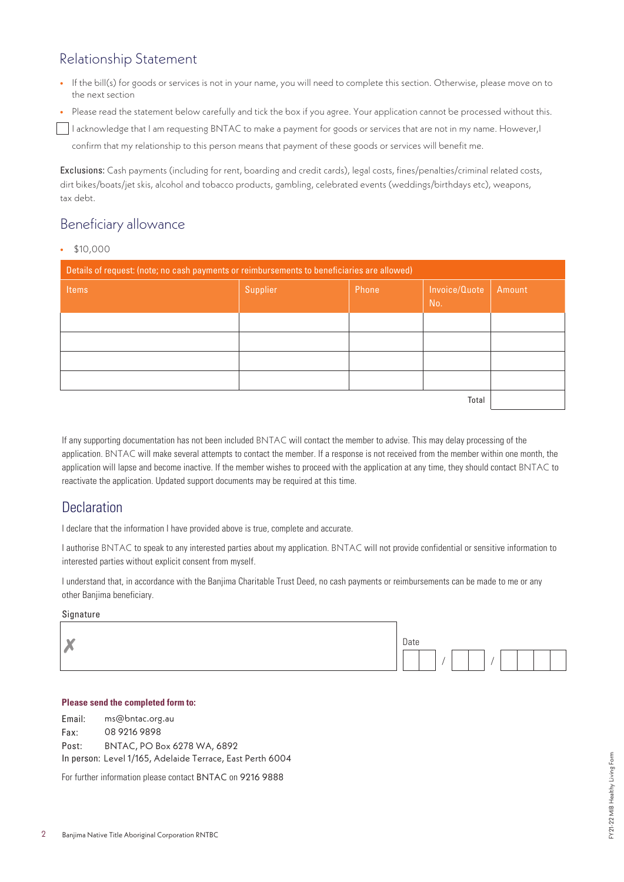## Relationship Statement

- If the bill(s) for goods or services is not in your name, you will need to complete this section. Otherwise, please move on to the next section
- Please read the statement below carefully and tick the box if you agree. Your application cannot be processed without this.

☐ I acknowledge that I am requesting BNTAC to make a payment for goods or services that are not in my name. However,I confirm that my relationship to this person means that payment of these goods or services will benefit me.

**Exclusions:** Cash payments (including for rent, boarding and credit cards), legal costs, fines/penalties/criminal related costs, dirt bikes/boats/jet skis, alcohol and tobacco products, gambling, celebrated events (weddings/birthdays etc), weapons, tax debt.

## Beneficiary allowance

- $10,000

Details of request: (note; no cash payments or reimbursements to beneficiaries are allowed)

| Items | Supplier | Phone | Invoice/Quote No. | Amount |
|---|---|---|---|---|
| | | | | |
| | | | | |
| | | | | |
| | | | | |
| | | | Total | |

If any supporting documentation has not been included BNTAC will contact the member to advise. This may delay processing of the application. BNTAC will make several attempts to contact the member. If a response is not received from the member within one month, the application will lapse and become inactive. If the member wishes to proceed with the application at any time, they should contact BNTAC to reactivate the application. Updated support documents may be required at this time.

## Declaration

I declare that the information I have provided above is true, complete and accurate.

I authorise BNTAC to speak to any interested parties about my application. BNTAC will not provide confidential or sensitive information to interested parties without explicit consent from myself.

I understand that, in accordance with the Banjima Charitable Trust Deed, no cash payments or reimbursements can be made to me or any other Banjima beneficiary.

Signature

✗ ____________________

Date ☐☐ / ☐☐ / ☐☐☐☐

**Please send the completed form to:**

Email: ms@bntac.org.au
Fax: 08 9216 9898
Post: BNTAC, PO Box 6278 WA, 6892
In person: Level 1/165, Adelaide Terrace, East Perth 6004

For further information please contact BNTAC on 9216 9888